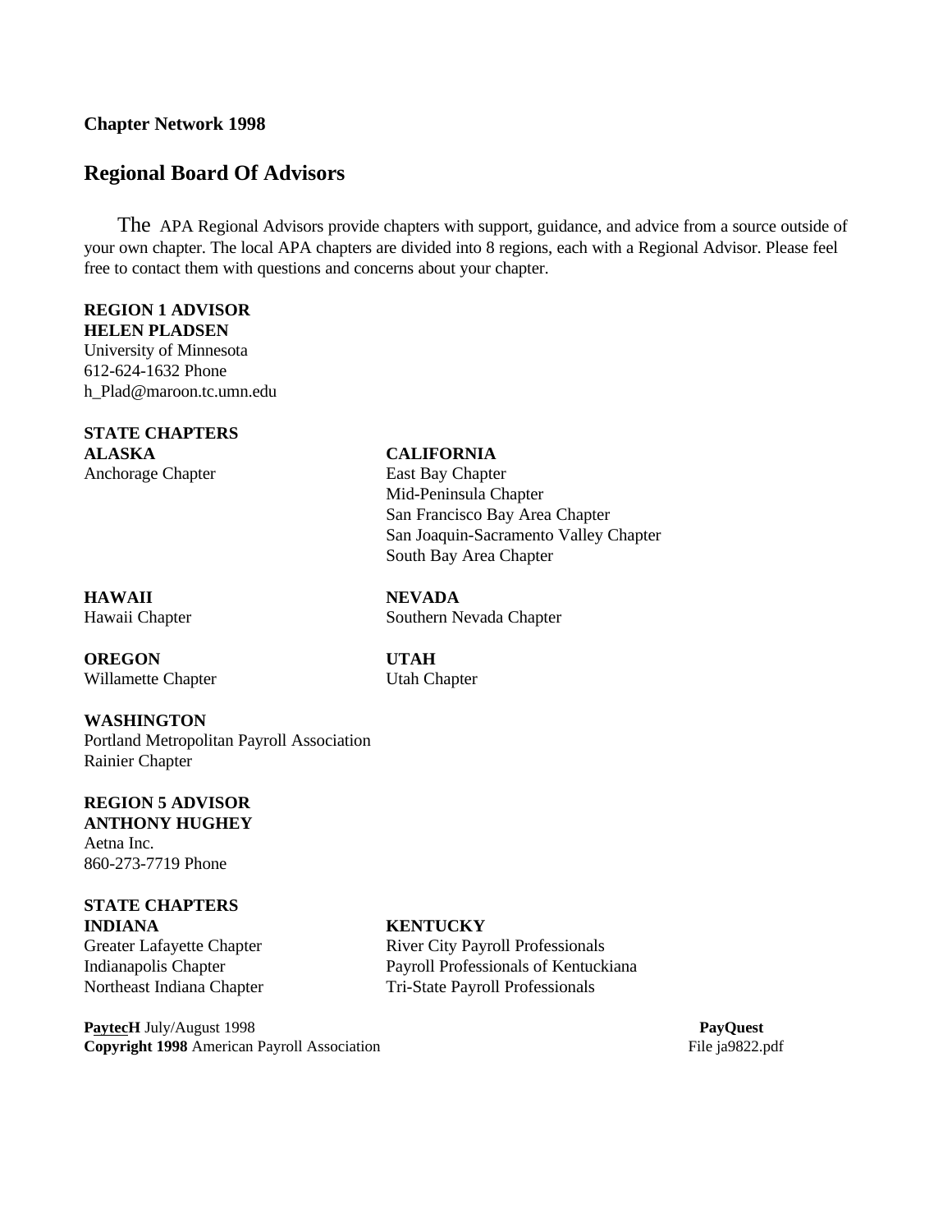**Chapter Network 1998**

## Regional Board Of Advisors

The APA Regional Advisors provide chapters with support, guidance, and advice from a source outside of your own chapter. The local APA chapters are divided into 8 regions, each with a Regional Advisor. Please feel free to contact them with questions and concerns about your chapter.

**REGION 1 ADVISOR**
**HELEN PLADSEN**
University of Minnesota
612-624-1632 Phone
h_Plad@maroon.tc.umn.edu

**STATE CHAPTERS**

**ALASKA**
Anchorage Chapter

**CALIFORNIA**
East Bay Chapter
Mid-Peninsula Chapter
San Francisco Bay Area Chapter
San Joaquin-Sacramento Valley Chapter
South Bay Area Chapter

**HAWAII**
Hawaii Chapter

**NEVADA**
Southern Nevada Chapter

**OREGON**
Willamette Chapter

**UTAH**
Utah Chapter

**WASHINGTON**
Portland Metropolitan Payroll Association
Rainier Chapter

**REGION 5 ADVISOR**
**ANTHONY HUGHEY**
Aetna Inc.
860-273-7719 Phone

**STATE CHAPTERS**

**INDIANA**
Greater Lafayette Chapter
Indianapolis Chapter
Northeast Indiana Chapter

**KENTUCKY**
River City Payroll Professionals
Payroll Professionals of Kentuckiana
Tri-State Payroll Professionals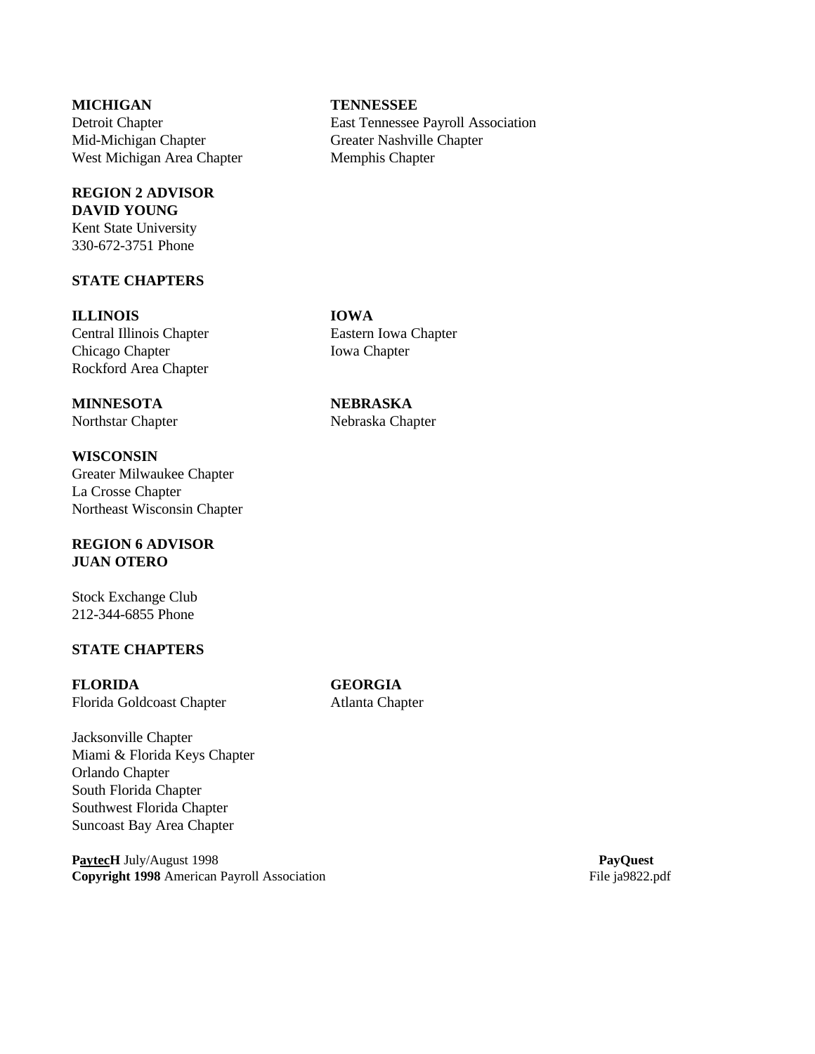**MICHIGAN**
Detroit Chapter
Mid-Michigan Chapter
West Michigan Area Chapter

**TENNESSEE**
East Tennessee Payroll Association
Greater Nashville Chapter
Memphis Chapter

**REGION 2 ADVISOR**
**DAVID YOUNG**
Kent State University
330-672-3751 Phone

**STATE CHAPTERS**

**ILLINOIS**
Central Illinois Chapter
Chicago Chapter
Rockford Area Chapter

**IOWA**
Eastern Iowa Chapter
Iowa Chapter

**MINNESOTA**
Northstar Chapter

**NEBRASKA**
Nebraska Chapter

**WISCONSIN**
Greater Milwaukee Chapter
La Crosse Chapter
Northeast Wisconsin Chapter

**REGION 6 ADVISOR**
**JUAN OTERO**

Stock Exchange Club
212-344-6855 Phone

**STATE CHAPTERS**

**FLORIDA**
Florida Goldcoast Chapter

Jacksonville Chapter
Miami & Florida Keys Chapter
Orlando Chapter
South Florida Chapter
Southwest Florida Chapter
Suncoast Bay Area Chapter

**GEORGIA**
Atlanta Chapter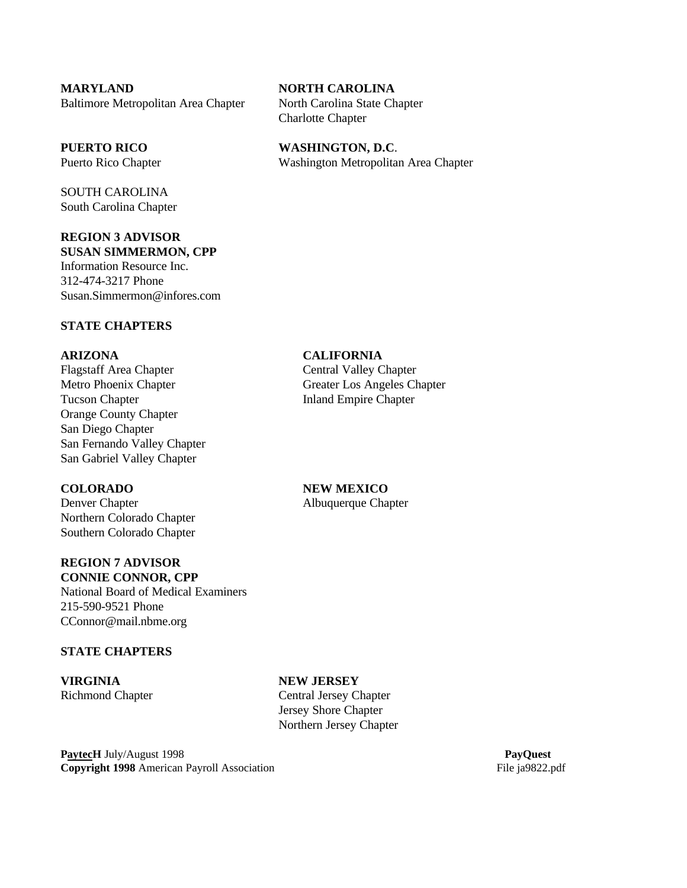**MARYLAND**
Baltimore Metropolitan Area Chapter

**NORTH CAROLINA**
North Carolina State Chapter
Charlotte Chapter

**PUERTO RICO**
Puerto Rico Chapter

**WASHINGTON, D.C**.
Washington Metropolitan Area Chapter

SOUTH CAROLINA
South Carolina Chapter

**REGION 3 ADVISOR**
**SUSAN SIMMERMON, CPP**
Information Resource Inc.
312-474-3217 Phone
Susan.Simmermon@infores.com

**STATE CHAPTERS**

**ARIZONA**
Flagstaff Area Chapter
Metro Phoenix Chapter
Tucson Chapter
Orange County Chapter
San Diego Chapter
San Fernando Valley Chapter
San Gabriel Valley Chapter

**CALIFORNIA**
Central Valley Chapter
Greater Los Angeles Chapter
Inland Empire Chapter

**COLORADO**
Denver Chapter
Northern Colorado Chapter
Southern Colorado Chapter

**NEW MEXICO**
Albuquerque Chapter

**REGION 7 ADVISOR**
**CONNIE CONNOR, CPP**
National Board of Medical Examiners
215-590-9521 Phone
CConnor@mail.nbme.org

**STATE CHAPTERS**

**VIRGINIA**
Richmond Chapter

**NEW JERSEY**
Central Jersey Chapter
Jersey Shore Chapter
Northern Jersey Chapter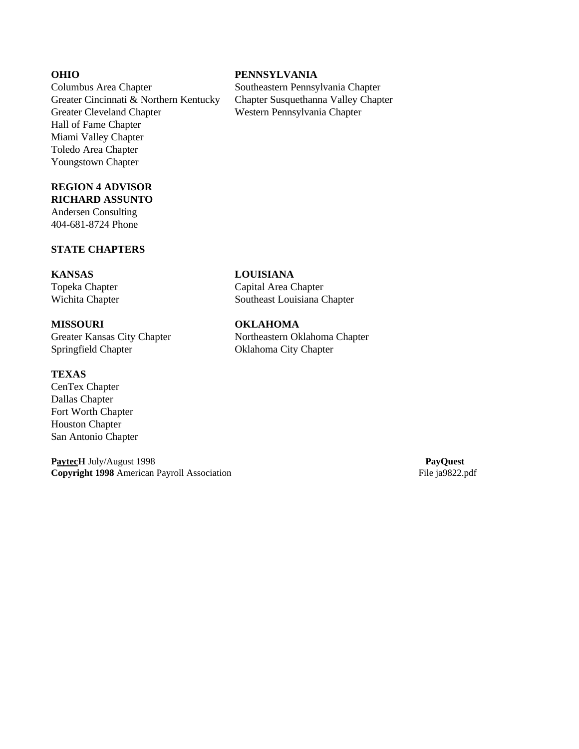**OHIO**

Columbus Area Chapter
Greater Cincinnati & Northern Kentucky
Greater Cleveland Chapter
Hall of Fame Chapter
Miami Valley Chapter
Toledo Area Chapter
Youngstown Chapter

**PENNSYLVANIA**

Southeastern Pennsylvania Chapter
Chapter Susquethanna Valley Chapter
Western Pennsylvania Chapter

**REGION 4 ADVISOR**
**RICHARD ASSUNTO**
Andersen Consulting
404-681-8724 Phone

**STATE CHAPTERS**

**KANSAS**

Topeka Chapter
Wichita Chapter

**LOUISIANA**

Capital Area Chapter
Southeast Louisiana Chapter

**MISSOURI**

Greater Kansas City Chapter
Springfield Chapter

**OKLAHOMA**

Northeastern Oklahoma Chapter
Oklahoma City Chapter

**TEXAS**

CenTex Chapter
Dallas Chapter
Fort Worth Chapter
Houston Chapter
San Antonio Chapter